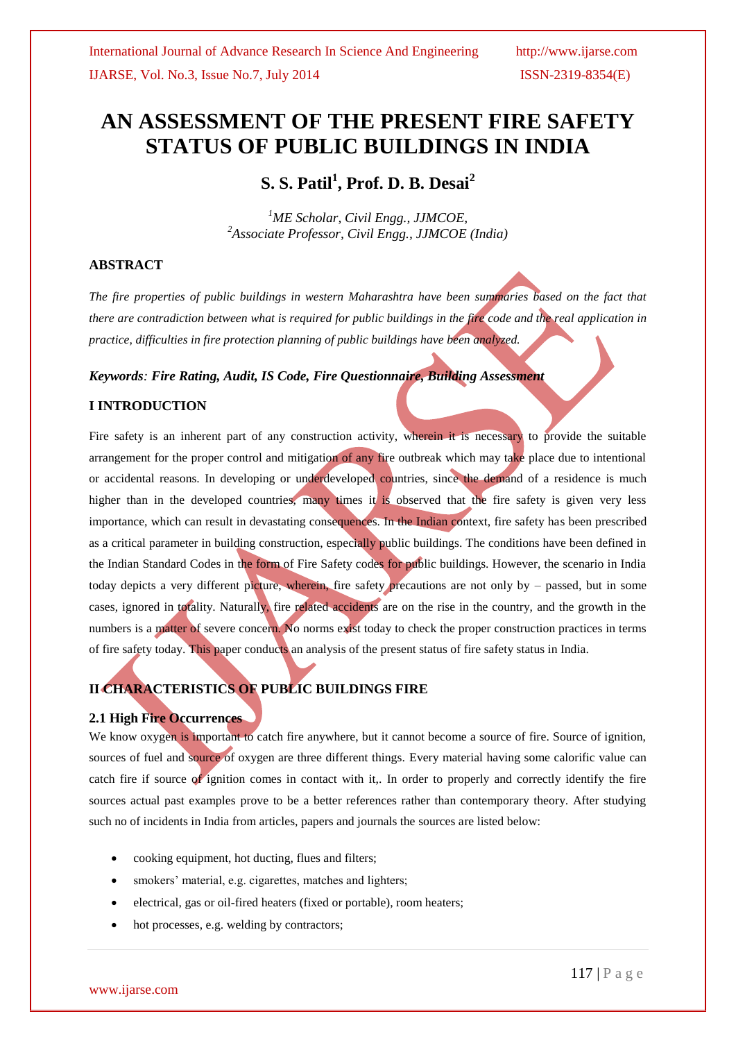# AN ASSESSMENT OF THE PRESENT FIRE SAFETY STATUS OF PUBLIC BUILDINGS IN INDIA

## S. S. Patil[1], Prof. D. B. Desai[2]

*[1]ME Scholar, Civil Engg., JJMCOE,*
*[2]Associate Professor, Civil Engg., JJMCOE (India)*

### ABSTRACT

*The fire properties of public buildings in western Maharashtra have been summaries based on the fact that there are contradiction between what is required for public buildings in the fire code and the real application in practice, difficulties in fire protection planning of public buildings have been analyzed.*

***Keywords**: **Fire Rating, Audit, IS Code, Fire Questionnaire, Building Assessment***

### I INTRODUCTION

Fire safety is an inherent part of any construction activity, wherein it is necessary to provide the suitable arrangement for the proper control and mitigation of any fire outbreak which may take place due to intentional or accidental reasons. In developing or underdeveloped countries, since the demand of a residence is much higher than in the developed countries, many times it is observed that the fire safety is given very less importance, which can result in devastating consequences. In the Indian context, fire safety has been prescribed as a critical parameter in building construction, especially public buildings. The conditions have been defined in the Indian Standard Codes in the form of Fire Safety codes for public buildings. However, the scenario in India today depicts a very different picture, wherein, fire safety precautions are not only by – passed, but in some cases, ignored in totality. Naturally, fire related accidents are on the rise in the country, and the growth in the numbers is a matter of severe concern. No norms exist today to check the proper construction practices in terms of fire safety today. This paper conducts an analysis of the present status of fire safety status in India.

### II CHARACTERISTICS OF PUBLIC BUILDINGS FIRE

#### 2.1 High Fire Occurrences

We know oxygen is important to catch fire anywhere, but it cannot become a source of fire. Source of ignition, sources of fuel and source of oxygen are three different things. Every material having some calorific value can catch fire if source of ignition comes in contact with it,. In order to properly and correctly identify the fire sources actual past examples prove to be a better references rather than contemporary theory. After studying such no of incidents in India from articles, papers and journals the sources are listed below:

- cooking equipment, hot ducting, flues and filters;
- smokers' material, e.g. cigarettes, matches and lighters;
- electrical, gas or oil-fired heaters (fixed or portable), room heaters;
- hot processes, e.g. welding by contractors;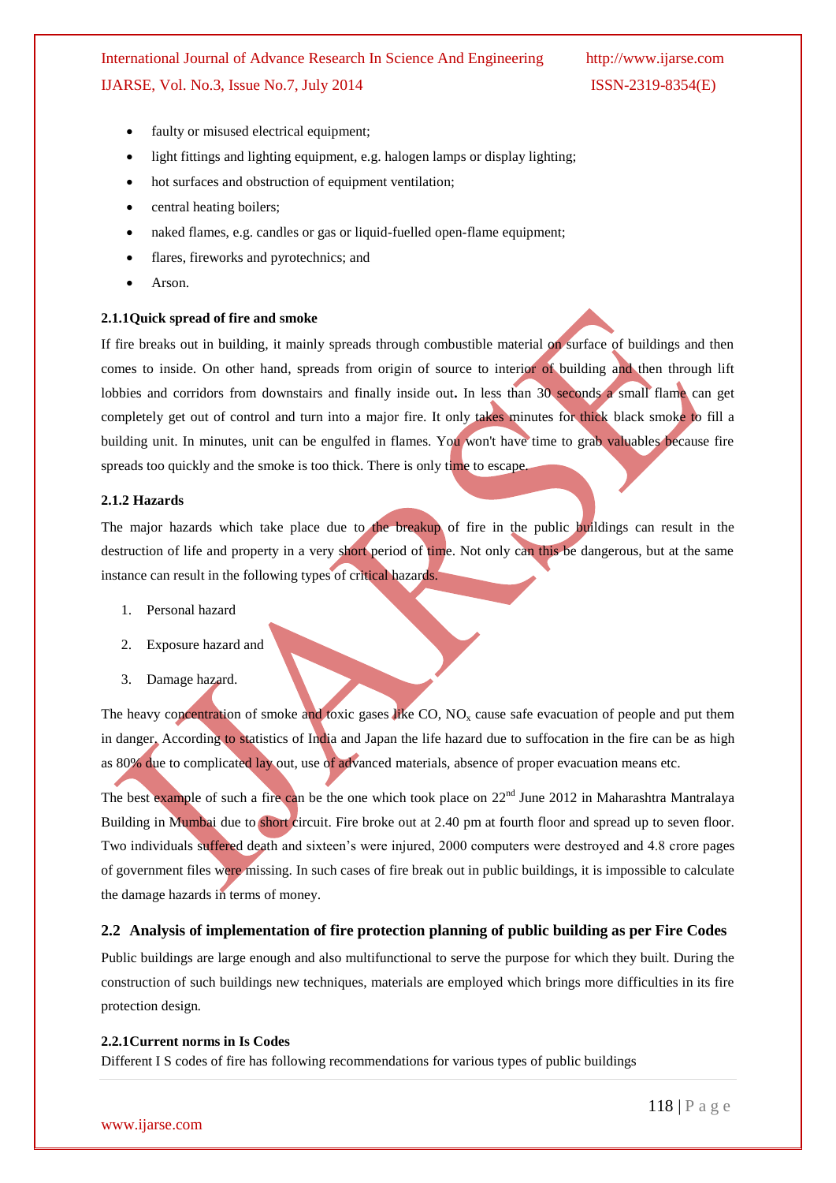- faulty or misused electrical equipment;
- light fittings and lighting equipment, e.g. halogen lamps or display lighting;
- hot surfaces and obstruction of equipment ventilation;
- central heating boilers;
- naked flames, e.g. candles or gas or liquid-fuelled open-flame equipment;
- flares, fireworks and pyrotechnics; and
- Arson.

#### 2.1.1Quick spread of fire and smoke

If fire breaks out in building, it mainly spreads through combustible material on surface of buildings and then comes to inside. On other hand, spreads from origin of source to interior of building and then through lift lobbies and corridors from downstairs and finally inside out**.** In less than 30 seconds a small flame can get completely get out of control and turn into a major fire. It only takes minutes for thick black smoke to fill a building unit. In minutes, unit can be engulfed in flames. You won't have time to grab valuables because fire spreads too quickly and the smoke is too thick. There is only time to escape.

#### 2.1.2 Hazards

The major hazards which take place due to the breakup of fire in the public buildings can result in the destruction of life and property in a very short period of time. Not only can this be dangerous, but at the same instance can result in the following types of critical hazards.

1. Personal hazard
2. Exposure hazard and
3. Damage hazard.

The heavy concentration of smoke and toxic gases like CO, $NO_x$ cause safe evacuation of people and put them in danger. According to statistics of India and Japan the life hazard due to suffocation in the fire can be as high as 80% due to complicated lay out, use of advanced materials, absence of proper evacuation means etc.

The best example of such a fire can be the one which took place on 22nd June 2012 in Maharashtra Mantralaya Building in Mumbai due to short circuit. Fire broke out at 2.40 pm at fourth floor and spread up to seven floor. Two individuals suffered death and sixteen's were injured, 2000 computers were destroyed and 4.8 crore pages of government files were missing. In such cases of fire break out in public buildings, it is impossible to calculate the damage hazards in terms of money.

### 2.2 Analysis of implementation of fire protection planning of public building as per Fire Codes

Public buildings are large enough and also multifunctional to serve the purpose for which they built. During the construction of such buildings new techniques, materials are employed which brings more difficulties in its fire protection design.

#### 2.2.1Current norms in Is Codes

Different I S codes of fire has following recommendations for various types of public buildings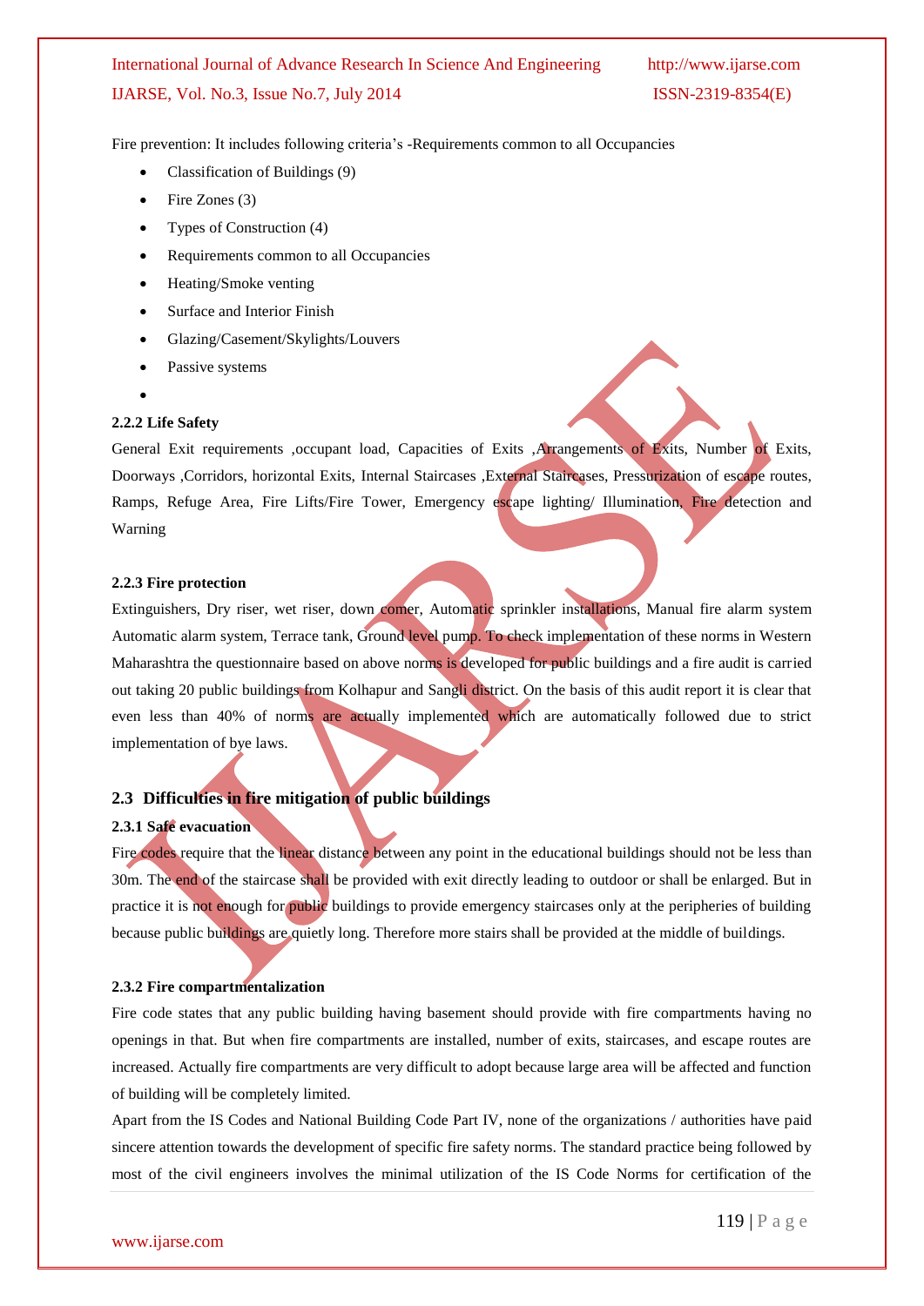Fire prevention: It includes following criteria's -Requirements common to all Occupancies

- Classification of Buildings (9)
- Fire Zones (3)
- Types of Construction (4)
- Requirements common to all Occupancies
- Heating/Smoke venting
- Surface and Interior Finish
- Glazing/Casement/Skylights/Louvers
- Passive systems

### 2.2.2 Life Safety

General Exit requirements ,occupant load, Capacities of Exits ,Arrangements of Exits, Number of Exits, Doorways ,Corridors, horizontal Exits, Internal Staircases ,External Staircases, Pressurization of escape routes, Ramps, Refuge Area, Fire Lifts/Fire Tower, Emergency escape lighting/ Illumination, Fire detection and Warning

### 2.2.3 Fire protection

Extinguishers, Dry riser, wet riser, down comer, Automatic sprinkler installations, Manual fire alarm system Automatic alarm system, Terrace tank, Ground level pump. To check implementation of these norms in Western Maharashtra the questionnaire based on above norms is developed for public buildings and a fire audit is carried out taking 20 public buildings from Kolhapur and Sangli district. On the basis of this audit report it is clear that even less than 40% of norms are actually implemented which are automatically followed due to strict implementation of bye laws.

## 2.3 Difficulties in fire mitigation of public buildings

### 2.3.1 Safe evacuation

Fire codes require that the linear distance between any point in the educational buildings should not be less than 30m. The end of the staircase shall be provided with exit directly leading to outdoor or shall be enlarged. But in practice it is not enough for public buildings to provide emergency staircases only at the peripheries of building because public buildings are quietly long. Therefore more stairs shall be provided at the middle of buildings.

### 2.3.2 Fire compartmentalization

Fire code states that any public building having basement should provide with fire compartments having no openings in that. But when fire compartments are installed, number of exits, staircases, and escape routes are increased. Actually fire compartments are very difficult to adopt because large area will be affected and function of building will be completely limited.

Apart from the IS Codes and National Building Code Part IV, none of the organizations / authorities have paid sincere attention towards the development of specific fire safety norms. The standard practice being followed by most of the civil engineers involves the minimal utilization of the IS Code Norms for certification of the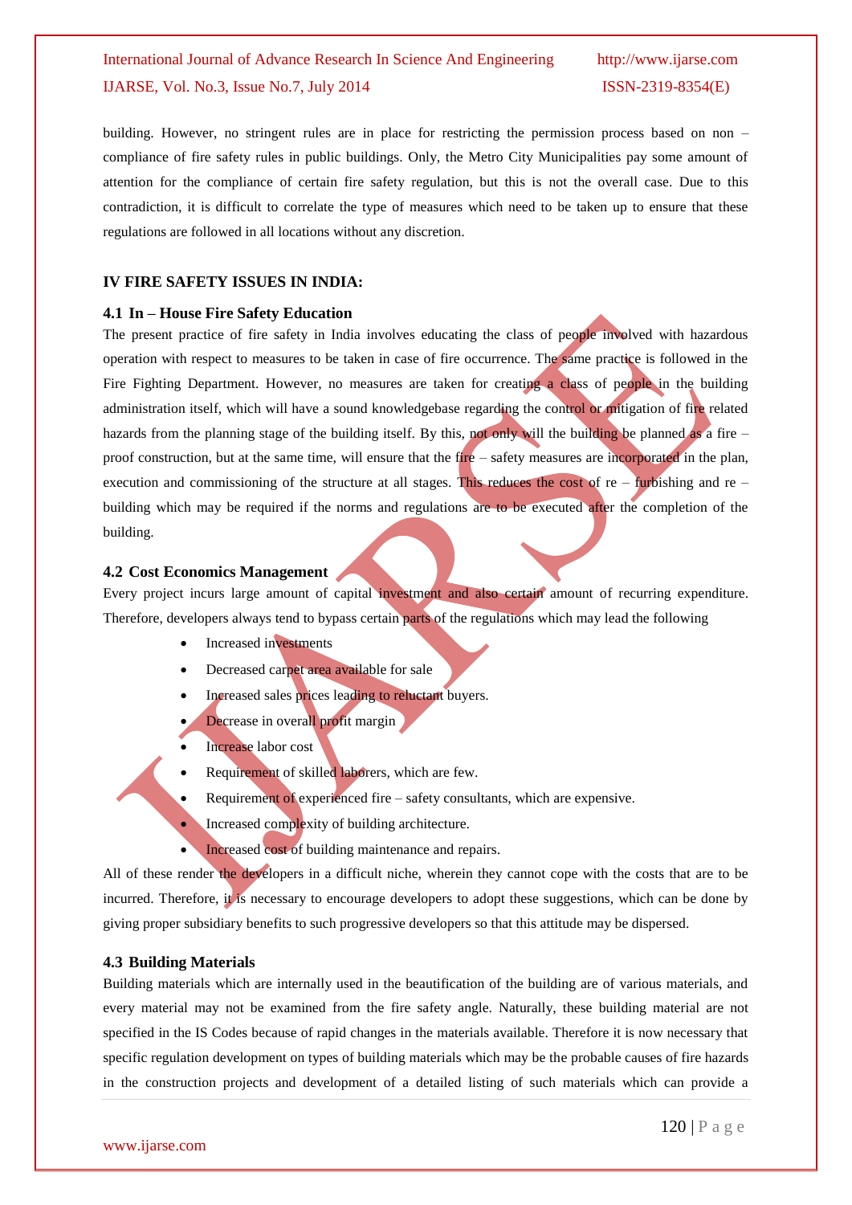building. However, no stringent rules are in place for restricting the permission process based on non – compliance of fire safety rules in public buildings. Only, the Metro City Municipalities pay some amount of attention for the compliance of certain fire safety regulation, but this is not the overall case. Due to this contradiction, it is difficult to correlate the type of measures which need to be taken up to ensure that these regulations are followed in all locations without any discretion.

## IV FIRE SAFETY ISSUES IN INDIA:

### 4.1 In – House Fire Safety Education

The present practice of fire safety in India involves educating the class of people involved with hazardous operation with respect to measures to be taken in case of fire occurrence. The same practice is followed in the Fire Fighting Department. However, no measures are taken for creating a class of people in the building administration itself, which will have a sound knowledgebase regarding the control or mitigation of fire related hazards from the planning stage of the building itself. By this, not only will the building be planned as a fire – proof construction, but at the same time, will ensure that the fire – safety measures are incorporated in the plan, execution and commissioning of the structure at all stages. This reduces the cost of re – furbishing and re – building which may be required if the norms and regulations are to be executed after the completion of the building.

### 4.2 Cost Economics Management

Every project incurs large amount of capital investment and also certain amount of recurring expenditure. Therefore, developers always tend to bypass certain parts of the regulations which may lead the following

- Increased investments
- Decreased carpet area available for sale
- Increased sales prices leading to reluctant buyers.
- Decrease in overall profit margin
- Increase labor cost
- Requirement of skilled laborers, which are few.
- Requirement of experienced fire – safety consultants, which are expensive.
- Increased complexity of building architecture.
- Increased cost of building maintenance and repairs.

All of these render the developers in a difficult niche, wherein they cannot cope with the costs that are to be incurred. Therefore, it is necessary to encourage developers to adopt these suggestions, which can be done by giving proper subsidiary benefits to such progressive developers so that this attitude may be dispersed.

### 4.3 Building Materials

Building materials which are internally used in the beautification of the building are of various materials, and every material may not be examined from the fire safety angle. Naturally, these building material are not specified in the IS Codes because of rapid changes in the materials available. Therefore it is now necessary that specific regulation development on types of building materials which may be the probable causes of fire hazards in the construction projects and development of a detailed listing of such materials which can provide a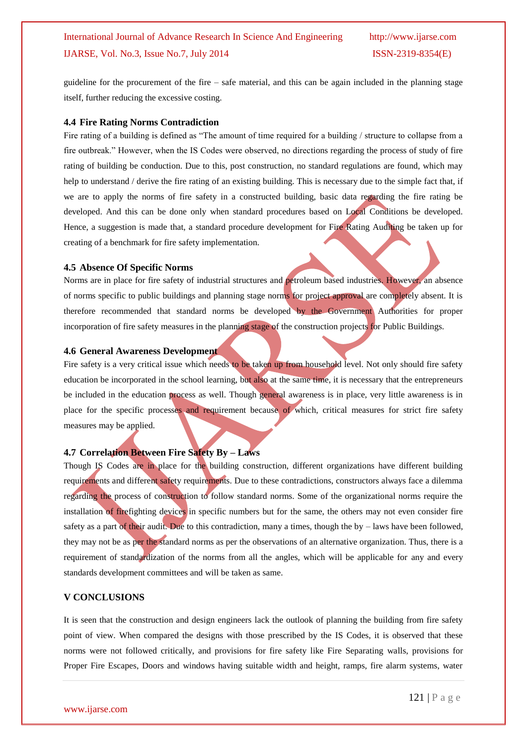guideline for the procurement of the fire – safe material, and this can be again included in the planning stage itself, further reducing the excessive costing.

### 4.4 Fire Rating Norms Contradiction

Fire rating of a building is defined as "The amount of time required for a building / structure to collapse from a fire outbreak." However, when the IS Codes were observed, no directions regarding the process of study of fire rating of building be conduction. Due to this, post construction, no standard regulations are found, which may help to understand / derive the fire rating of an existing building. This is necessary due to the simple fact that, if we are to apply the norms of fire safety in a constructed building, basic data regarding the fire rating be developed. And this can be done only when standard procedures based on Local Conditions be developed. Hence, a suggestion is made that, a standard procedure development for Fire Rating Auditing be taken up for creating of a benchmark for fire safety implementation.

### 4.5 Absence Of Specific Norms

Norms are in place for fire safety of industrial structures and petroleum based industries. However, an absence of norms specific to public buildings and planning stage norms for project approval are completely absent. It is therefore recommended that standard norms be developed by the Government Authorities for proper incorporation of fire safety measures in the planning stage of the construction projects for Public Buildings.

### 4.6 General Awareness Development

Fire safety is a very critical issue which needs to be taken up from household level. Not only should fire safety education be incorporated in the school learning, but also at the same time, it is necessary that the entrepreneurs be included in the education process as well. Though general awareness is in place, very little awareness is in place for the specific processes and requirement because of which, critical measures for strict fire safety measures may be applied.

### 4.7 Correlation Between Fire Safety By – Laws

Though IS Codes are in place for the building construction, different organizations have different building requirements and different safety requirements. Due to these contradictions, constructors always face a dilemma regarding the process of construction to follow standard norms. Some of the organizational norms require the installation of firefighting devices in specific numbers but for the same, the others may not even consider fire safety as a part of their audit. Due to this contradiction, many a times, though the by – laws have been followed, they may not be as per the standard norms as per the observations of an alternative organization. Thus, there is a requirement of standardization of the norms from all the angles, which will be applicable for any and every standards development committees and will be taken as same.

## V CONCLUSIONS

It is seen that the construction and design engineers lack the outlook of planning the building from fire safety point of view. When compared the designs with those prescribed by the IS Codes, it is observed that these norms were not followed critically, and provisions for fire safety like Fire Separating walls, provisions for Proper Fire Escapes, Doors and windows having suitable width and height, ramps, fire alarm systems, water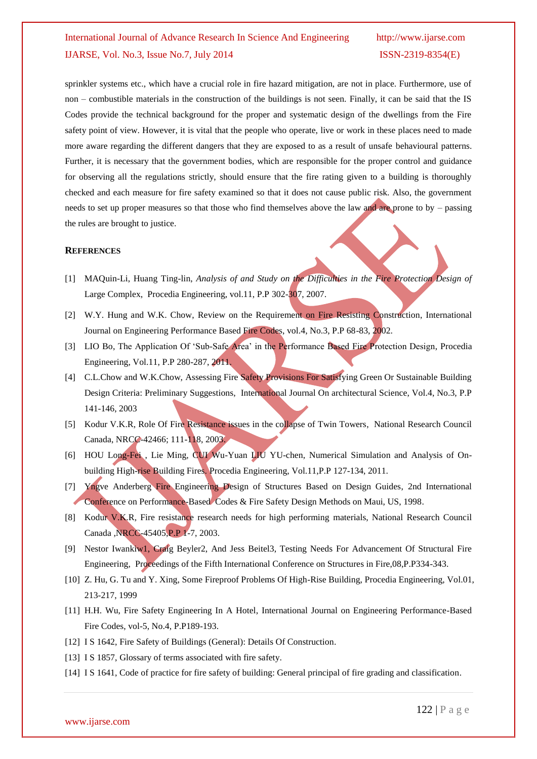sprinkler systems etc., which have a crucial role in fire hazard mitigation, are not in place. Furthermore, use of non – combustible materials in the construction of the buildings is not seen. Finally, it can be said that the IS Codes provide the technical background for the proper and systematic design of the dwellings from the Fire safety point of view. However, it is vital that the people who operate, live or work in these places need to made more aware regarding the different dangers that they are exposed to as a result of unsafe behavioural patterns. Further, it is necessary that the government bodies, which are responsible for the proper control and guidance for observing all the regulations strictly, should ensure that the fire rating given to a building is thoroughly checked and each measure for fire safety examined so that it does not cause public risk. Also, the government needs to set up proper measures so that those who find themselves above the law and are prone to by – passing the rules are brought to justice.

## REFERENCES

[1] MAQuin-Li, Huang Ting-lin, *Analysis of and Study on the Difficulties in the Fire Protection Design of* Large Complex, Procedia Engineering, vol.11, P.P 302-307, 2007.

[2] W.Y. Hung and W.K. Chow, Review on the Requirement on Fire Resisting Construction, International Journal on Engineering Performance Based Fire Codes, vol.4, No.3, P.P 68-83, 2002.

[3] LIO Bo, The Application Of 'Sub-Safe Area' in the Performance Based Fire Protection Design, Procedia Engineering, Vol.11, P.P 280-287, 2011.

[4] C.L.Chow and W.K.Chow, Assessing Fire Safety Provisions For Satisfying Green Or Sustainable Building Design Criteria: Preliminary Suggestions, International Journal On architectural Science, Vol.4, No.3, P.P 141-146, 2003

[5] Kodur V.K.R, Role Of Fire Resistance issues in the collapse of Twin Towers, National Research Council Canada, NRCC-42466; 111-118, 2003.

[6] HOU Long-Fei , Lie Ming, CUI Wu-Yuan LIU YU-chen, Numerical Simulation and Analysis of On-building High-rise Building Fires. Procedia Engineering, Vol.11,P.P 127-134, 2011.

[7] Yngve Anderberg Fire Engineering Design of Structures Based on Design Guides, 2nd International Conference on Performance-Based Codes & Fire Safety Design Methods on Maui, US, 1998.

[8] Kodur V.K.R, Fire resistance research needs for high performing materials, National Research Council Canada ,NRCC-45405,P.P 1-7, 2003.

[9] Nestor Iwankiw1, Craig Beyler2, And Jess Beitel3, Testing Needs For Advancement Of Structural Fire Engineering, Proceedings of the Fifth International Conference on Structures in Fire,08,P.P334-343.

[10] Z. Hu, G. Tu and Y. Xing, Some Fireproof Problems Of High-Rise Building, Procedia Engineering, Vol.01, 213-217, 1999

[11] H.H. Wu, Fire Safety Engineering In A Hotel, International Journal on Engineering Performance-Based Fire Codes, vol-5, No.4, P.P189-193.

[12] I S 1642, Fire Safety of Buildings (General): Details Of Construction.

[13] I S 1857, Glossary of terms associated with fire safety.

[14] I S 1641, Code of practice for fire safety of building: General principal of fire grading and classification.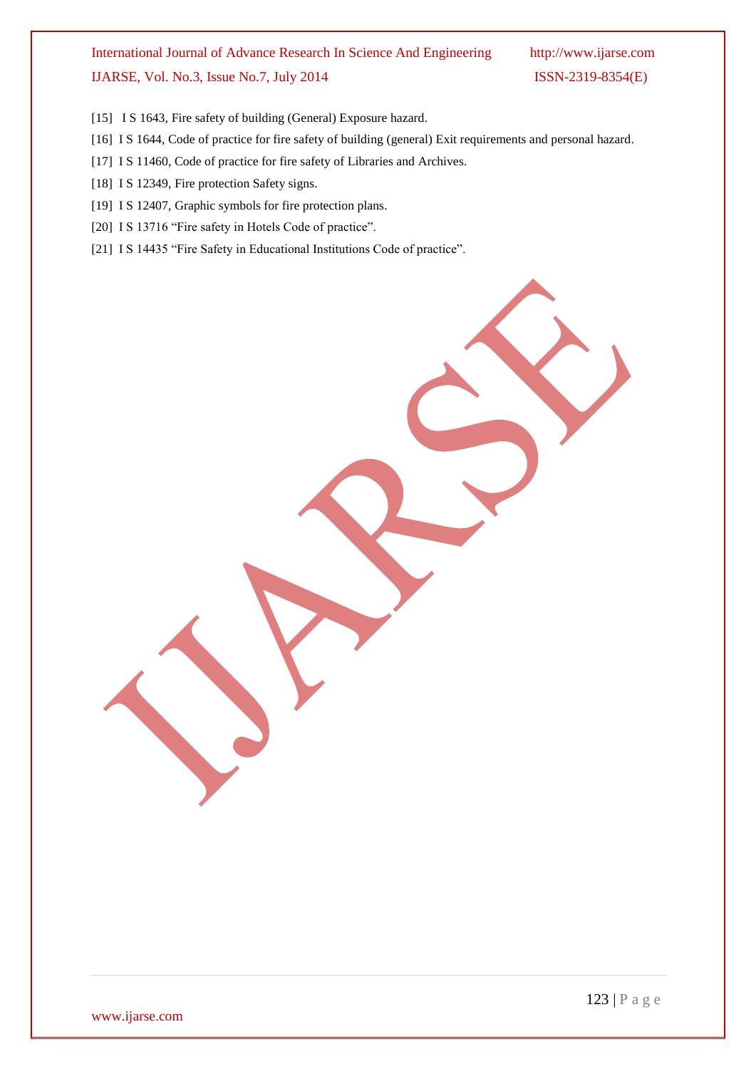[15] I S 1643, Fire safety of building (General) Exposure hazard.

[16] I S 1644, Code of practice for fire safety of building (general) Exit requirements and personal hazard.

[17] I S 11460, Code of practice for fire safety of Libraries and Archives.

[18] I S 12349, Fire protection Safety signs.

[19] I S 12407, Graphic symbols for fire protection plans.

[20] I S 13716 "Fire safety in Hotels Code of practice".

[21] I S 14435 "Fire Safety in Educational Institutions Code of practice".